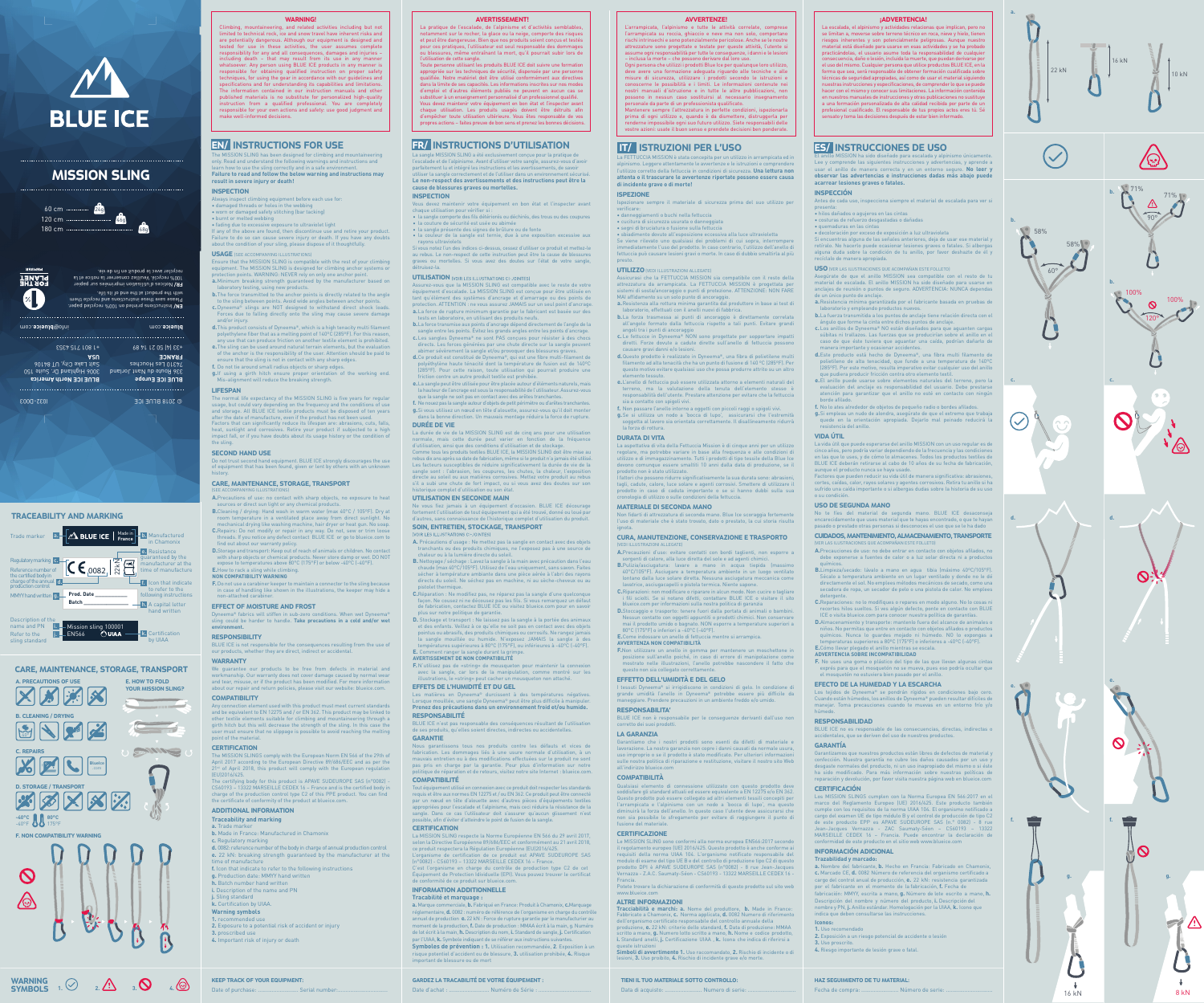# BLUE ICE

## MISSION SLING

60 cm ........ 24g
120 cm ........ 44g
180 cm ........ 68g

FOR THE PLANET

EN/ Instructions printed on 100% recycled paper. Please save these instructions and recycle them with the product at the end of its life.

FR/ Notices d'utilisation imprimées sur papier 100% recyclé. Veuillez conserver ces notices et les recycler avec le produit en fin de vie.

blueice.com | info@blueice.com

**BLUE ICE Europe**
224 Route du Nant Jorland
74310 Les Houches
FRANCE
+33 (4) 50 21 74 89

**BLUE ICE North America**
3006 Highland Dr. Suite 150
Salt Lake City, UT 84106
USA
+1 801 715 4353

© 2018 BLUE ICE — 1032-0003

## TRACEABILITY AND MARKING

Trade marker — a. BLUE ICE — b. Made in France — Manufactured in Chamonix
Regulatory marking — c. CE 0082 — d. Reference number of the certified body in charge of the annual production control
e. 22 kN — Resistance guaranteed by the manufacturer at the time of manufacture
f. Icon that indicate to refer to the following instructions
MMYY hand written — g. Prod. Date
h. Batch — A capital letter hand written
Description of the name and PN — i. Mission sling 100001
Refer to the sling standard — j. EN566 — k. UIAA — Certification by UIAA

## CARE, MAINTENANCE, STORAGE, TRANSPORT

A. PRECAUTIONS OF USE
B. CLEANING / DRYING
C. REPAIRS
D. STORAGE / TRANSPORT
-40°C / -40°F — 80°C / 175°F
E. HOW TO FOLD YOUR MISSION SLING?
F. NON COMPATIBILITY WARNING

WARNING SYMBOLS 1. 2. 3. 4.

---

**WARNING!**

Climbing, mountaineering, and related activities including but not limited to technical rock, ice and snow travel have inherent risks and are potentially dangerous. Although our equipment is designed and tested for use in these activities, the user assumes complete responsibility for any and all consequences, damages and injuries – including death – that may result from its use in any manner whatsoever. Any person using BLUE ICE products in any manner is responsible for obtaining qualified instruction on proper safety techniques, for using the gear in accordance with our guidelines and specifications and for understanding its capabilities and limitations. The information contained in our instruction manuals and other published materials is no substitute for personalized high-quality instruction from a qualified professional. You are completely responsible for your own actions and safety: use good judgment and make well-informed decisions.

## EN/ INSTRUCTIONS FOR USE

The MISSION SLING has been designed for climbing and mountaineering only. Read and understand the following warnings and instructions and learn how to use the sling correctly and in a safe environment. **Failure to read and follow the below warnings and instructions may result in severe injury or death!**

### INSPECTION

Always inspect climbing equipment before each use for:
- damaged threads or holes in the webbing
- worn or damaged safety stitching (bar tacking)
- burnt or melted webbing
- fading due to excessive exposure to ultraviolet light.

If any of the above are found, then discontinue use and retire your product. Failure to do so can cause severe injury or death. If you have any doubts about the condition of your sling, please dispose of it thoughtfully.

### USAGE (SEE ACCOMPANYING ILLUSTRATIONS)

Ensure that the MISSION SLING is compatible with the rest of your climbing equipment. The MISSION SLING is designed for climbing and/or mountaineering protection points. WARNING: NEVER rely on only one anchor point.

a. Minimum breaking strength guaranteed by the manufacturer based on laboratory testing.
b. The force transmitted to the anchor points is directly related to the angle to the sling between points. Avoid wide angles between anchor points.
c. Dyneema® slings are NOT designed to withstand direct shock loads. Forces due to falling directly onto the sling may cause severe damage and/or injury.
d. This product consists of Dyneema®, which is a high tenacity multi filament polyethylene fiber that as a melting point of 140°C (285°F). For this reason, any use that can produce friction on another textile element is prohibited.
e. The sling can be used around natural terrain elements, but the evaluation of the anchor is the responsibility of the user. Attention should be paid to ensure that the sling is not in contact with any sharp edges.
f. Do not tie around small radius objects or sharp edges.
g. If using a girth hitch ensure proper orientation of the working end. Mis-alignment will reduce the breaking strength.

### LIFESPAN

The normal life expectancy of the MISSION SLING is five years for regular usage, but could vary depending on the frequency and the conditions of use and storage. All BLUE ICE textile products must be disposed of ten years after the date of manufacture, even if the product has not been used. Factors that can significantly reduce its lifespan are: abrasions, cuts, falls, heat, sunlight and corrosives. Retire your product if subjected to a high impact fall, or if you have doubts about its usage history or the condition of the sling.

### SECOND HAND USE

Do not trust second hand equipment. BLUE ICE strongly discourages the use of equipment that has been found, given or lent by others with an unknown history.

### CARE, MAINTENANCE, STORAGE, TRANSPORT (SEE ACCOMPANYING ILLUSTRATIONS)

A. Precautions of use: no contact with sharp objects, no exposure to heat sources or direct sun light or any chemical products.
B. Cleaning / drying: Hand wash in warm water (max 40°C / 105°F). Dry at room temperature in a ventilated place away from direct sunlight. No mechanical drying like washing machine, hair dryer or heat gun. No soap.
C. Repairs: Do not modify or repair in any way. Do not, sew or trim loose threads. If you notice any defect contact BLUE ICE or go to blueice.com to find out about our warranty policy.
D. Storage and transport: Keep out of reach of animals or children. No contact with sharp objects or chemical products. Never store damp or wet. DO NOT expose to temperatures above 80°C (175°F) or below -40°C (-40°F).
E. How to rack a sling while climbing.

**NON COMPATIBILITY WARNING**

F. Do not use a carabiner keeper to maintain a connector to the sling because in case of handling like shown in the illustrations, the keeper may hide a non-attached carabiner.

### EFFECT OF MOISTURE AND FROST

Dyneema® fabrics will stiffen in sub-zero conditions. When wet Dyneema® sling could be harder to handle. **Take precautions in a cold and/or wet environment.**

### RESPONSIBILITY

BLUE ICE is not responsible for the consequences resulting from the use of our products, whether they are direct, indirect or accidental.

### WARRANTY

We guarantee our products to be free from defects in material and workmanship. Our warranty does not cover damage caused by normal wear and tear, misuse, or if the product has been modified. For more information about our repair and return policies, please visit our website: blueice.com.

### COMPATIBILITY

Any connection element used with this product must meet current standards and be equivalent to EN 12275 and / or EN 362. This product may be linked to other textile elements suitable for climbing and mountaineering through a girth hitch but this will decrease the strength of the sling. In this case the user must ensure that no slippage is possible to avoid reaching the melting point of the material.

### CERTIFICATION

The MISSION SLINGS comply with the European Norm EN 566 of the 29th of April 2017 according to the European Directive 89/686/EEC and as per the 21st of April 2018, this product will comply with the European regulation (EU)2016/425.
The certifying body for this product is APAVE SUDEUROPE SAS (n°0082) – CS60193 – 13322 MARSEILLE CEDEX 16 – France and is the certified body in charge of the production control type C2 of this PPE product. You can find the certificate of conformity of the product at blueice.com.

### ADDITIONAL INFORMATION

**Traceability and marking**
a. Trade marker
b. Made in France: Manufactured in Chamonix
c. Regulatory marking
d. 0082: reference number of the body in charge of annual production control
e. 22 kN: breaking strength guaranteed by the manufacturer at the time of manufacture
f. Icon that indicate to refer to the following instructions
g. Production date: MMYY hand written
h. Batch number hand written
i. Description of the name and PN
j. Sling standard
k. Certification by UIAA.

**Warning symbols**
1. recommended use
2. Exposure to a potential risk of accident or injury
3. proscribed use
4. Important risk of injury or death

KEEP TRACK OF YOUR EQUIPMENT:
Date of purchase: .................... Serial number: ....................

---

**AVERTISSEMENT!**

La pratique de l'escalade, de l'alpinisme et d'activités semblables, notamment sur le rocher, la glace ou la neige, comporte des risques et est potentiellement dangereuse. Bien que nos produits soient conçus et testés pour ces pratiques, l'utilisateur est seul responsable des dommages ou blessures, même entraînant la mort, qu'il pourrait subir lors de l'utilisation de cette sangle.
Toute personne utilisant les produits BLUE ICE doit suivre une formation appropriée sur les techniques de sécurité, dispensée par une personne qualifiée. Notre matériel doit être utilisé conformément aux directives dans la limite de ses capacités. Les informations inscrites sur nos modes d'emploi et d'autres éléments publiés ne peuvent en aucun cas se substituer à un enseignement personnalisé d'un professionnel qualifié. Vous devez maintenir votre équipement en bon état et l'inspecter avant chaque utilisation. Les produits usagés doivent être détruits afin d'empêcher toute utilisation ultérieure. Vous êtes responsable de vos propres actions – faites preuve de bon sens et prenez les bonnes décisions.

## FR/ INSTRUCTIONS D'UTILISATION

La sangle MISSION SLING a été exclusivement conçue pour la pratique de l'escalade et de l'alpinisme. Avant d'utiliser votre sangle, assurez-vous d'avoir parfaitement lu et intégré les instructions et les avertissements, de savoir utiliser la sangle correctement et de l'utiliser dans un environnement sécurisé. **Le non-respect des avertissements et des instructions peut être la cause de blessures graves ou mortelles.**

### INSPECTION

Vous devez maintenir votre équipement en bon état et l'inspecter avant chaque utilisation pour vérifier :
- la sangle comporte des fils détériorés ou déchirés, des trous ou des coupures
- la couture de sécurité est usée ou abimée
- la sangle présente des signes de brûlure ou de fonte
- la couleur de la sangle est terne, due à une exposition excessive aux rayons ultraviolets.

Si vous notez l'un des indices ci-dessus, cessez d'utiliser ce produit et mettez-le au rebus. Le non-respect de cette instruction peut être la cause de blessures graves ou mortelles. Si vous avez des doutes sur l'état de votre sangle, détruisez-la.

### UTILISATION (VOIR LES ILLUSTRATIONS CI-JOINTES)

Assurez-vous que la MISSION SLING est compatible avec le reste de votre équipement d'escalade. La MISSION SLING est conçue pour être utilisée en tant qu'élément des systèmes d'ancrage et d'assurage en escalade et alpinisme. ATTENTION : ne vous assurez JAMAIS sur un seul point d'ancrage.

a. La force de rupture minimum garantie par le fabricant est basée sur des tests en laboratoire, en utilisant des produits neufs.
b. La force transmise aux points d'ancrage dépend directement de l'angle de la sangle entre les points. Évitez les grands angles entre les points d'ancrage.
c. Les sangles Dyneema® ne sont PAS conçues pour résister à des chocs directs. Les forces dues à une chute directe sur la sangle peuvent abîmer sévèrement la sangle et/ou provoquer des blessures graves.
d. Ce produit est constitué de Dyneema®, qui est une fibre multi-filament de polyéthylène haute ténacité dont la température de fusion est de 140°C (285°F). Pour cette raison, toute utilisation qui pourrait produire une friction contre un autre produit textile est prohibée.
e. La sangle peut être utilisée pour être placée autour d'éléments naturels, mais la hauteur de l'ancrage est sous la responsabilité de l'utilisateur. Assurez-vous que la sangle ne soit pas en contact avec des arêtes tranchantes.
f. Ne nouez pas la sangle autour d'objets de petit périmètre ou d'arêtes tranchantes.
g. Si vous utilisez un nœud en tête d'alouette, assurez-vous qu'il doit montrer dans le bonne direction. Un mauvais montage réduira la force de rupture.

### DURÉE DE VIE

La durée de vie de la MISSION SLING est de cinq ans pour une utilisation normale, mais cette durée peut varier en fonction de la fréquence d'utilisation, ainsi que des conditions d'utilisation et de stockage.
Comme tous les produits textiles BLUE ICE, la MISSION SLING doit être mise au rebus dix ans après sa date de fabrication, même si le produit n'a jamais été utilisé. Les facteurs susceptibles de réduire significativement la durée de vie de la sangle sont : l'abrasion, les coupures, les chutes, la chaleur, l'exposition directe au soleil ou aux matières corrosives. Mettez votre produit au rebus s'il a subi une chute de fort impact, ou si vous avez des doutes sur son historique complet d'utilisation ou son état.

### UTILISATION EN SECONDE MAIN

Ne vous fiez jamais à un équipement d'occasion. BLUE ICE décourage fortement l'utilisation de tout équipement qui a été trouvé, donné ou loué par d'autres, sans connaissance de l'historique complet d'utilisation du produit.

### SOIN, ENTRETIEN, STOCKAGE, TRANSPORT (VOIR LES ILLUSTRATIONS CI-JOINTES)

A. Précautions d'usage : Ne mettez pas la sangle en contact avec des objets tranchants ou des produits chimiques, ne l'exposez pas à une source de chaleur ou à la lumière directe du soleil.
B. Nettoyage / séchage : Lavez la sangle à la main avec précaution dans l'eau chaude (max 40°C/105°F). Utilisez de l'eau uniquement, sans savon. Faites sécher à température ambiante dans une pièce aérée à l'abri des rayons directs du soleil. Ne séchez pas en machine, ni au sèche-cheveux ou au pistolet thermique.
C. Réparations : Ne modifiez pas, ne réparez pas la sangle d'une quelconque façon. Ne cousez ni ne découpez pas les fils. Si vous remarquez un défaut de fabrication, contactez BLUE ICE ou visitez blueice.com pour en savoir plus sur notre politique de garantie.
D. Stockage et transport : Ne laissez pas la sangle à la portée des animaux et des enfants. Veillez à ce qu'elle ne soit pas en contact avec des objets pointus ou abrasifs, des produits chimiques ou corrosifs. Ne rangez jamais la sangle mouillée ou humide. N'exposez JAMAIS la sangle à des températures supérieures à 80°C (175°F), ou inférieures à -40°C (-40°F).
E. Comment ranger la sangle durant la grimpe.

**AVERTISSEMENT DE NON COMPATIBILITÉ**

F. N'utilisez pas de «string» de mousqueton pour maintenir la connexion avec la sangle, car lors de la manipulation, comme montré sur les illustrations, le «string» peut cacher un mousqueton non attaché.

### EFFETS DE L'HUMIDITÉ ET DU GEL

Les matières en Dyneema® durcissent à des températures négatives. Lorsque mouillée, une sangle Dyneema® peut être plus difficile à manipuler. **Prenez des précautions dans un environnement froid et/ou humide.**

### RESPONSABILITÉ

BLUE ICE n'est pas responsable des conséquences résultant de l'utilisation de ses produits, qu'elles soient directes, indirectes ou accidentelles.

### GARANTIE

Nous garantissons tous nos produits contre les défauts et vices de fabrication. Les dommages liés à une usure normale d'utilisation, à un mauvais entretien ou à des modifications effectuées sur le produit ne sont pas pris en charge par la garantie. Pour plus d'information sur notre politique de réparation et de retours, visitez notre site Internet : blueice.com.

### COMPATIBILITÉ

Tout équipement utilisé en connexion avec ce produit doit respecter les standards requis et être aux normes EN 12275 et / ou EN 362. Ce produit peut être connecté par un nœud en tête d'alouette avec d'autres pièces d'équipements textiles appropriées pour l'escalade et l'alpinisme, mais cela réduira la résistance de la sangle. Dans ce cas l'utilisateur doit s'assurer qu'aucun glissement n'est possible, afin d'éviter d'atteindre le point de fusion de la sangle.

### CERTIFICATION

La MISSION SLING respecte la Norme Européenne EN 566 du 29 avril 2017, selon la Directive Européenne 89/686/EEC et conformément au 21 avril 2018, ce produit respectera la Régulation Européenne (EU)2016/425.
L'organisme de certification de ce produit est APAVE SUDEUROPE SAS (n°0082) – CS60193 – 13322 MARSEILLE CEDEX 16 – France.
C'est l'organisme en charge du contrôle de production type C2 de cet Équipement de Protection Individuelle (EPI). Vous pouvez trouver le certificat de conformité de ce produit sur blueice.com.

### INFORMATION ADDITIONNELLE

**Traçabilité et marquage :**
a. Marque commerciale, b. Fabriqué en France: Produit à Chamonix, c. Marquage réglementaire, d. 0082 : numéro de référence de l'organisme en charge du contrôle annuel de production, e. 22 kN : Force de rupture garantie par le fabricant au moment de la production, f. Date de production : MMAA écrit à la main, g. Numéro de lot écrit à la main, h. Description du nom, i. Standard de sangle, j. Certification par l'UIAA, k. Symbole indiquant de se référer aux instructions suivantes.

**Symboles de prévention :** 1. Utilisation recommandée, 2. Exposition à un risque potentiel d'accident ou de blessure, 3. utilisation prohibée, 4. Risque important de blessure ou de mort.

GARDEZ LA TRAÇABILITÉ DE VOTRE ÉQUIPEMENT :
Date d'achat : .................... Numéro de Série : ....................

---

**AVVERTENZE!**

L'arrampicata, l'alpinismo e tutte le attività correlate, comprese l'arrampicata su roccia, ghiaccio e neve ma non solo, comportano rischi intrinseci e sono potenzialmente pericolose. Anche se le nostre attrezzature sono progettate e testate per queste attività, l'utente si assume ogni responsabilità per tutte le conseguenze, danni e lesioni – inclusa la morte – che possono derivare dal loro uso.
Ogni persona che utilizzi prodotti Blue Ice per qualunque loro utilizzo, deve avere una formazione adeguata riguardo alle tecniche e alle misure di sicurezza, utilizzare i prodotti secondo le istruzioni e conoscerne le possibilità e i limiti. Le informazioni contenute nei nostri manuali d'istruzione e in tutte le altre pubblicazioni, non possono in nessun caso sostituirsi al necessario insegnamento personale da parte di un professionista qualificato.
Mantenere sempre l'attrezzatura in perfette condizioni, ispezionarla prima di ogni utilizzo e, quando è da dismettere, distruggerla per renderne impossibile ogni suo futuro utilizzo. Siete responsabili delle vostre azioni: usate il buon senso e prendete decisioni ben ponderate.

## IT/ ISTRUZIONI PER L'USO

La FETTUCCIA MISSION è stata concepita per un utilizzo in arrampicata ed in alpinismo. Leggere attentamente le avvertenze e le istruzioni e comprendere l'utilizzo corretto della fettuccia in condizioni di sicurezza. **Una lettura non attenta o il trascurare le avvertenze riportate possono essere causa di incidente grave o di morte!**

### ISPEZIONE

Ispezionare sempre il materiale di sicurezza prima del suo utilizzo per verificare:
- danneggiamenti o buchi nella fettuccia
- cuciture di sicurezza usurate o danneggiate
- segni di bruciatura o fusione sulla fettuccia
- sbiadimento dovuto all'esposizione eccessiva alla luce ultravioletta

Se viene rilevato uno qualsiasi dei problemi di cui sopra, interrompere immediatamente l'uso del prodotto. In caso contrario, l'utilizzo dell'anello di fettuccia può causare lesioni gravi o morte. In caso di dubbio smaltirla al più presto.

### UTILIZZO (VEDI ILLUSTRAZIONI ALLEGATE)

Assicurarsi che la FETTUCCIA MISSION sia compatibile con il resto della attrezzatura da arrampicata. La FETTUCCIA MISSION è progettata per sistemi di ancoraggio per arrampicata e alpinismo. ATTENZIONE: NON FARE MAI affidamento su un solo punto di ancoraggio.

a. Resistenza alla rottura minima garantita dal produttore in base ai test di laboratorio, effettuati con il anelli nuovi di fabbrica.
b. La forza trasmessa ai punti di ancoraggio è direttamente correlata all'angolo formato dalla fettuccia rispetto a tali punti. Evitare grandi angoli tra i punti di ancoraggio.
c. Le fettucce in Dyneema® NON sono progettate per sopportare impatti diretti. Forze dovute a cadute dirette sull'anello di fettuccia possono causare gravi danni e/o lesioni.
d. Questo prodotto è realizzato in Dyneema®, una fibra di polietilene multi filamento ad alta tenacità che ha un punto di fusione di 140°C (285°F). Per questo motivo, risulta imperativo evitare qualsiasi uso che possa produrre attrito su un altro elemento tessuto.
e. L'anello di fettuccia può essere utilizzata attorno a elementi naturali del terreno, ma la valutazione della tenuta dell'elemento stesso è responsabilità dell'utente. Prestare attenzione per evitare che la fettuccia sia a contatto con spigoli vivi.
f. Non passare l'anello intorno a oggetti con piccoli raggi o spigoli vivi.
g. Se si utilizza un nodo a 'bocca di lupo', assicurarsi che l'estremità soggetta al lavoro sia orientata correttamente. Il disallineamento ridurrà la forza di rottura.

### DURATA DI VITA

La aspettativa di vita della fettuccia Mission è di cinque anni per un utilizzo regolare, ma potrebbe variare in base alla frequenza e alle condizioni di utilizzo e di immagazzinamento. Tutti i prodotti di tipo tessile della Blue Ice devono comunque essere smaltiti 10 anni dalla data di produzione, se il prodotto non è stato utilizzato.
I fattori che possono ridurre significativamente la sua durata sono: abrasioni, tagli, cadute, calore, luce solare e agenti corrosivi. Smettere di utilizzare il prodotto in caso di caduta importante o se si hanno dubbi sulla sua cronologia di utilizzo o sulle condizioni della fettuccia.

### MATERIALE DI SECONDA MANO

Non fidarti di attrezzatura di seconda mano. Blue Ice scoraggia fortemente l'uso di materiale che è stato trovato, dato o prestato, la cui storia risulta ignota.

### CURA, MANUTENZIONE, CONSERVAZIONE E TRASPORTO (VEDI ILLUSTRAZIONI ALLEGATE)

A. Precauzioni d'uso: evitare contatti con bordi taglienti, non esporre a sorgenti di calore, alla luce diretta del sole o ad agenti chimici.
B. Pulizia/asciugatura: lavare a mano in acqua tiepida (massimo 40°C/105°F). Asciugare a temperatura ambiente in un luogo ventilato lontano dalla luce solare diretta. Nessuna asciugatura meccanica come lavatrice, asciugacapelli o pistola termica. Niente sapone.
C. Riparazioni: non modificare o riparare in alcun modo. Non cucire o tagliare i fili sciolti. Se si notano difetti, contattare BLUE ICE o visitare il sito blueice.com per informazioni sulla nostra politica di garanzia.
D. Stoccaggio e trasporto: tenere fuori dalla portata di animali e bambini. Nessun contatto con oggetti appuntiti o prodotti chimici. Non conservare mai il prodotto umido o bagnato. NON esporre a temperature superiori a 80°C (175°F) o inferiori a -40°C (-40°F).
E. Come indossare un anello di fettuccia mentre si arrampica.

**AVVERTENZA NON COMPATIBILITÀ**

F. Non utilizzare un anello in gomma per mantenere un moschettone in posizione sull'anello poiché, in caso di errore di manipolazione come mostrato nelle illustrazioni, l'anello potrebbe nascondere il fatto che questo non sia collegato correttamente.

### EFFETTO DELL'UMIDITÀ E DEL GELO

I tessuti Dyneema® si irrigidiscono in condizioni di gelo. In condizione di grande umidità le fettucce in Dyneema® potrebbe essere più difficile da maneggiare. Prendere precauzioni in un ambiente freddo e/o umido.

### RESPONSABILITA'

BLUE ICE non è responsabile per le conseguenze derivanti dall'uso non corretto dei suoi prodotti.

### LA GARANZIA

Garantiamo che i nostri prodotti sono esenti da difetti di materiale e lavorazione. La nostra garanzia non copre i danni causati da normale usura, uso improprio o se il prodotto è stato modificato. Per ulteriori informazioni sulla nostra politica di riparazione e restituzione, visitare il nostro sito Web all'indirizzo blueice.com

### COMPATIBILITÀ

Qualsiasi elemento di connessione utilizzato con questo prodotto deve soddisfare gli standard attuali ed essere equivalente a EN 12275 e/o EN 362. Questo prodotto può essere collegato ad altri elementi tessili concepiti per l'arrampicata e l'alpinismo con un nodo a 'bocca di lupo', ma questo diminuirà la forza dell'anello. In questo caso l'utente deve assicurarsi che non sia possibile lo slittamento per evitare di raggiungere il punto di fusione del materiale.

### CERTIFICAZIONE

Le FETTUCCE MISSION sono conformi alla norma europea EN566:2017 ed il regolamento europeo (UE) 2016/425. Questo prodotto è anche conforme ai requisiti della norma UIAA 104. L'organismo notificato responsabile del modulo di esame del tipo UE B e del controllo di produzione tipo C2 di questo prodotto DPI è APAVE SUDEUROPE SAS (n°0082) - 8 rue Jean-Jacques Vernazza - Z.A.C. Saumaty-Séon - CS60193 - 13322 MARSEILLE CEDEX 16 - Francia.
Potete trovare la dichiarazione di conformità di questo prodotto sul sito web www.blueice.com

### ALTRE INFORMAZIONI

**Tracciabilità e marchio:** a. Nome del produttore, b. Made in France: Fabbricato a Chamonix, c. Normativa applicata, d. 0082 Numero di riferimento dell'organismo certificatore responsabile del controllo annuale della produzione, e. 22 kN: resistenza garantita dal fabbricante, f. Data di produzione: MMAA scritto a mano, g. Numero lotto scritto a mano, h. Nome e codice prodotto, i. Standard anelli, j. Certificazione UIAA, k. Icona che indica di riferirsi a queste istruzioni.

**Simboli di avvertimento:** 1. Uso raccomandato, 2. Rischio di incidente o di lesioni, 3. Uso proibito, 4. Rischio di incidente grave e/o morte.

TIENI IL TUO MATERIALE SOTTO CONTROLLO:
Data di acquisto: .................... Numero di serie: ....................

---

**¡ADVERTENCIA!**

La escalada, el alpinismo y actividades relacionadas que implican, pero no se limitan a, moverse sobre terreno técnico en roca, nieve y hielo, tienen riesgos inherentes y son potencialmente peligrosas. Aunque nuestro material está diseñado para usarse en esas actividades y se ha probado practicándolas, el usuario asume toda la responsabilidad de cualquier consecuencia, daño o lesión, incluida la muerte, que puedan derivarse por el uso del mismo. Cualquier persona que utilice productos BLUE ICE en la forma que sea, será responsable de obtener formación cualificada sobre técnicas de seguridad apropiadas, así como de usar el material siguiendo nuestras instrucciones y especificaciones, de comprender lo que se puede hacer con el mismo y conocer sus limitaciones. La información contenida en nuestros manuales de instrucciones y otras publicaciones no sustituye a una formación personalizada de alta calidad recibida por parte de un profesional cualificado. El responsable de tus propias actos eres tú. Sé sensato y toma las decisiones después de estar bien informado.

## ES/ INSTRUCCIONES DE USO

El anillo MISSION ha sido diseñado para escalada y alpinismo únicamente. Lee y comprende las siguientes instrucciones y advertencias, y aprende a usar el anillo de manera correcta y en un entorno seguro. **No leer y observar las advertencias e instrucciones dadas más abajo puede acarrear lesiones graves o fatales.**

### INSPECCIÓN

Antes de cada uso, inspecciona siempre el material de escalada para ver si presenta:
- hilos dañados o agujeros en las cintas
- costuras de refuerzo desgastadas o dañadas
- quemaduras en las cintas
- decoloración por exceso de exposición a luz ultravioleta

Si encuentras alguna de las señales anteriores, deja de usar ese material y retíralo. No hacerlo puede ocasionar lesiones graves o fatales. Si albergas alguna duda sobre la condición de tu anillo, por favor deshazte de él y recíclalo de manera apropiada.

### USO (VER LAS ILUSTRACIONES QUE ACOMPAÑAN ESTE FOLLETO)

Asegúrate de que el anillo MISSION sea compatible con el resto de tu material de escalada. El anillo MISSION ha sido diseñado para anclajes de escalada y/o montañismo. ADVERTENCIA: NUNCA dependas de un único punto de anclaje.

a. Resistencia mínima garantizada por el fabricante basada en pruebas de laboratorio y empleando productos nuevos.
b. La fuerza transmitida a los puntos de anclaje tiene relación directa con el ángulo que forma la cinta entre dichos puntos de anclaje.
c. Los anillos de Dyneema® NO están diseñados para que aguanten cargas súbitas ni tirones. Las fuerzas que se producirían sobre el anillo en el caso de que éste tuviera que aguantar una caída, podrían dañarlo de manera importante y ocasionar accidentes.
d. Este producto está hecho de Dyneema®, una fibra multi filamento de polietileno de alta tenacidad, que funde a una temperatura de 140°C (285°F). Por este motivo, resulta imperativo evitar cualquier uso del anillo que pudiera producir fricción contra otro elemento textil.
e. El anillo puede usarse sobre elementos naturales del terreno, pero la evaluación del anclaje es responsabilidad del usuario. Debe prestarse atención para garantizar que el anillo no esté en contacto con ningún borde afilado.
f. No lo ates alrededor de objetos de pequeño radio o bordes afilados.
g. Si empleas un nudo de alondra, asegúrate de que el extremo que trabaja quede en la orientación apropiada. Dejarlo mal peinado reducirá la resistencia del anillo.

### VIDA ÚTIL

La vida útil que puede esperarse del anillo MISSION con un uso regular es de cinco años, pero podría variar dependiendo de la frecuencia y las condiciones en las que lo uses, y de cómo lo almacenes. Todos los productos textiles de BLUE ICE deberán retirarse al cabo de 10 años de su fecha de fabricación, aunque el producto nunca se haya usado.
Factores que pueden reducir su vida útil de manera significativa: abrasiones, cortes, caídas, calor, rayos solares y agentes corrosivos. Retira tu anillo si ha sufrido una caída importante o si albergas dudas sobre la historia de su uso o su condición.

### USO DE SEGUNDA MANO

No te fíes del material de segunda mano. BLUE ICE desaconseja encarecidamente que uses material que te hayas encontrado, o que te hayan pasado o prestado otras personas si desconoces el uso que se le ha dado.

### CUIDADOS, MANTENIMIENTO, ALMACENAMIENTO, TRANSPORTE (VER LAS ILUSTRACIONES QUE ACOMPAÑAN ESTE FOLLETO)

A. Precauciones de uso: no debe entrar en contacto con objetos afilados, no debe exponerse a fuentes de calor o a la luz solar directa ni a productos químicos.
B. Limpieza/secado: lávalo a mano en agua tibia (máximo 40°C/105°F). Sécalo a temperatura ambiente en un lugar ventilado y donde no le dé directamente el sol. No emplees métodos mecánicos de secado, como una secadora de ropa, un secador de pelo o una pistola de calor. No emplees detergente.
C. Reparaciones: no lo modifiques o repares en modo alguno. No le cosas ni recortes hilos sueltos. Si ves algún defecto, ponte en contacto con BLUE ICE o visita blueice.com para conocer nuestra política de garantías.
D. Almacenamiento y transporte: mantenlo fuera del alcance de animales o niños. No permitas que entre en contacto con objetos afilados o productos químicos. Nunca lo guardes mojado ni húmedo. NO lo expongas a temperaturas superiores a 80°C (175°F) o inferiores a -40°C (-40°F).
E. Cómo llevar plegado el anillo mientras se escala.

**ADVERTENCIA SOBRE INCOMPATIBILIDAD**

F. No uses una goma o plástico del tipo de las que llevan algunas cintas exprés para que el mosquetón no se mueva, pues eso podría ocultar que el mosquetón no estuviera bien pasado por el anillo.

### EFECTO DE LA HUMEDAD Y LA ESCARCHA

Los tejidos de Dyneema® se pondrán rígidos en condiciones bajo cero. Cuando están húmedos, los anillos de Dyneema® pueden resultar difíciles de manejar. Toma precauciones cuando te muevas en un entorno frío y/o húmedo.

### RESPONSABILIDAD

BLUE ICE no es responsable de las consecuencias, directas, indirectas o accidentales, que se deriven del uso de nuestros productos.

### GARANTÍA

Garantizamos que nuestros productos están libres de defectos de material y confección. Nuestra garantía no cubre los daños causados por un uso y desgaste normales del producto, ni un uso inapropiado del mismo o si éste ha sido modificado. Para más información sobre nuestras políticas de reparación y devolución, por favor visita nuestra página web en blueice.com.

### CERTIFICACIÓN

Los MISSION SLINGS cumplen con la Norma Europea EN 566:2017 en el marco del Reglamento Europeo (UE) 2016/425. Este producto también cumple con los requisitos de la norma UIAA 104. El organismo notificado a cargo del examen UE de tipo Módulo B y el control de producción de tipo C2 de este producto EPP es APAVE SUDEUROPE SAS (n.º 0082) - 8 rue Jean-Jacques Vernazza - ZAC Saumaty-Séon - CS60193 - 13322 MARSEILLE CEDEX 16 - Francia. Puede encontrar la declaración de conformidad de este producto en el sitio web www.blueice.com

### INFORMACIÓN ADICIONAL

**Trazabilidad y marcado:**
a. Nombre del fabricante, b. Hecho en Francia: Fabricado en Chamonix, c. Marcado CE, d. 0082 Número de referencia del organismo certificado a cargo del control anual de producción, e. 22 kN: resistencia garantizada por el fabricante en el momento de la fabricación, f. Fecha de fabricación: MMYY, escrita a mano, g. Número de lote escrito a mano, h. Descripción del nombre y número del producto, i. Descripción del nombre y PN, j. Anillo estándar: Homologación por la UIAA, k. Icono que indica que deben consultarse las instrucciones.

**Iconos:**
1. Uso recomendado
2. Exposición a un riesgo potencial de accidente o lesión
3. Uso proscrito
4. Riesgo importante de lesión grave o fatal.

HAZ SEGUIMIENTO DE TU MATERIAL:
Fecha de compra: .................... Número de serie: ....................

---

a. 22 kN — 16 kN — 10 kN
b. 71% — 90° — 58% — 60° — 100% — 120°
c.
d.
e.
f.
g. 16 kN — 8 kN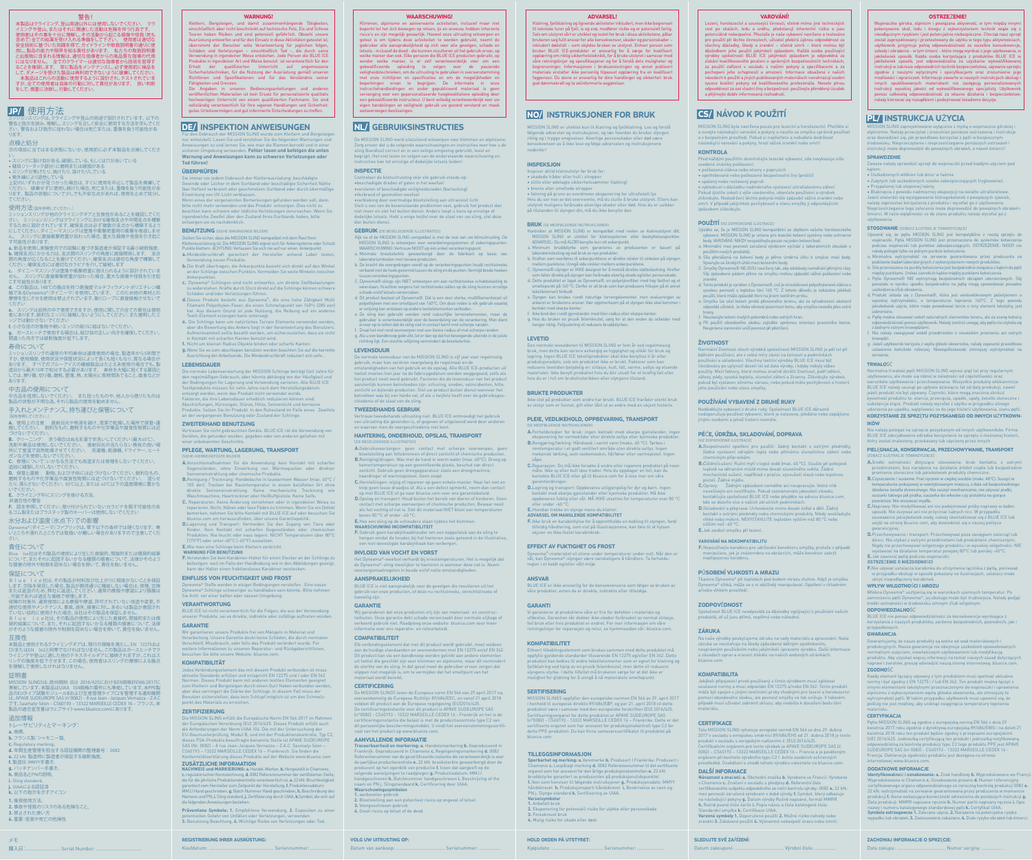# 警告!

# WARNUNG!

Klettern, Bergsteigen, und damit zusammenhängende Tätigkeiten, einschließlich aber nicht beschränkt auf technische Fels, Eis und Schnee Touren haben Risiken und sind potenziell gefährlich.

# WAARSCHUWING!

# ADVARSEL!

# VAROVÁNÍ!

# OSTRZEŻENIE!

## JP/ 使用方法

点検と給分

使用方法

寿命について

中古品の使用について

手入れとメンテナンス、持ち運びと保管について

水分および温度（氷点下）の影響

責任について

保証について

互換性

認証

追加情報

## DE/ INSPEKTION ANWEISUNGEN

**ÜBERPRÜFEN**

**BENUTZUNG**

**LEBENSDAUER**

**ZWEITERNAND BENUTZUNG**

**PFLEGE, WARTUNG, LAGERUNG, TRANSPORT**

**WARNUNG FÜR BENUTZUNG**

**EINFLUSS VON FEUCHTIGKEIT UND FROST**

**VERANTWORTUNG**

**GARANTIE**

**KOMPATIBILITÄT**

**ZERTIFIZIERUNG**

**ZUSÄTZLICHE INFORMATION**

## NL/ GEBRUIKSINSTRUCTIES

**INSPECTIE**

**GEBRUIK**

**LEVENSDUUR**

**TWEEDEHANDS GEBRUIK**

**HANTERING, ONDERHOUD, OPSLAG, TRANSPORT**

**INVLOED VAN VOCHT EN VORST**

**AANSPRAKELIJKHEID**

**GARANTIE**

**COMPATIBILITEIT**

**CERTIFICERING**

**AANVULLENDE INFORMATIE**

## NO/ INSTRUKSJONER FOR BRUK

**INSPEKSJON**

**BRUK**

**LEVETID**

**BRUKTE PRODUKTER**

**PLEIE, VEDLIKEHOLD, OPPBEVARING, TRANSPORT**

**EFFEKT AV FUKTIGHET OG FROST**

**ANSVAR**

**GARANTI**

**KOMPATIBILITET**

**SERTIFISERING**

**TILLEGGSINFORMASJON**

## CS/ NÁVOD K POUŽITÍ

**KONTROLA**

**POUŽITÍ**

**ŽIVOTNOST**

**POUŽÍVÁNÍ VYBAVENÍ Z DRUHÉ RUKY**

**PÉČE, ÚDRŽBA, SKLADOVÁNÍ, DOPRAVA**

**PŮSOBENÍ VLHKOSTI A MRAZU**

**ZODPOVĚDNOST**

**ZÁRUKA**

**KOMPATIBILITA**

**CERTIFIKACE**

**DALŠÍ INFORMACE**

## PL/ INSTRUKCJA UŻYCIA

**SPRAWDZENIE**

**STOSOWANIE**

**TRWAŁOŚĆ**

**KORZYSTANIE ZE SPRZĘTU POZYSKANEGO OD INNYCH UŻYTKOWNIKÓW**

**PIELĘGNACJA, KONSERWACJA, PRZECHOWYWANIE, TRANSPORT**

**WPŁYW WILGOTNOŚCI I MROZU**

**ODPOWIEDZIALNOŚĆ**

**GWARANCJA**

**ZGODNOŚĆ**

**CERTYFIKACJA**

**DODATKOWE INFORMACJE**

---

メモ
購入日: ........................ Serial Number: ........................

REGISTRIERUNG IHRER AUSRÜSTUNG:
Kaufdatum: ........................ Seriennummer: ........................

VOLG UW UITRUSTING OP:
Datum van aankoop: ........................ Serienummer: ........................

HOLD ORDEN PÅ UTSTYRET:
Kjøpsdato: ........................ Serienummer: ........................

SLEDUJTE SVÉ ZAŘÍZENÍ:
Datum zakoupení: ........................ Výrobní číslo: ........................

ZACHOWAJ INFORMACJE O SPRZĘCIE:
Data zakupu: ........................ Numer seryjny: ........................